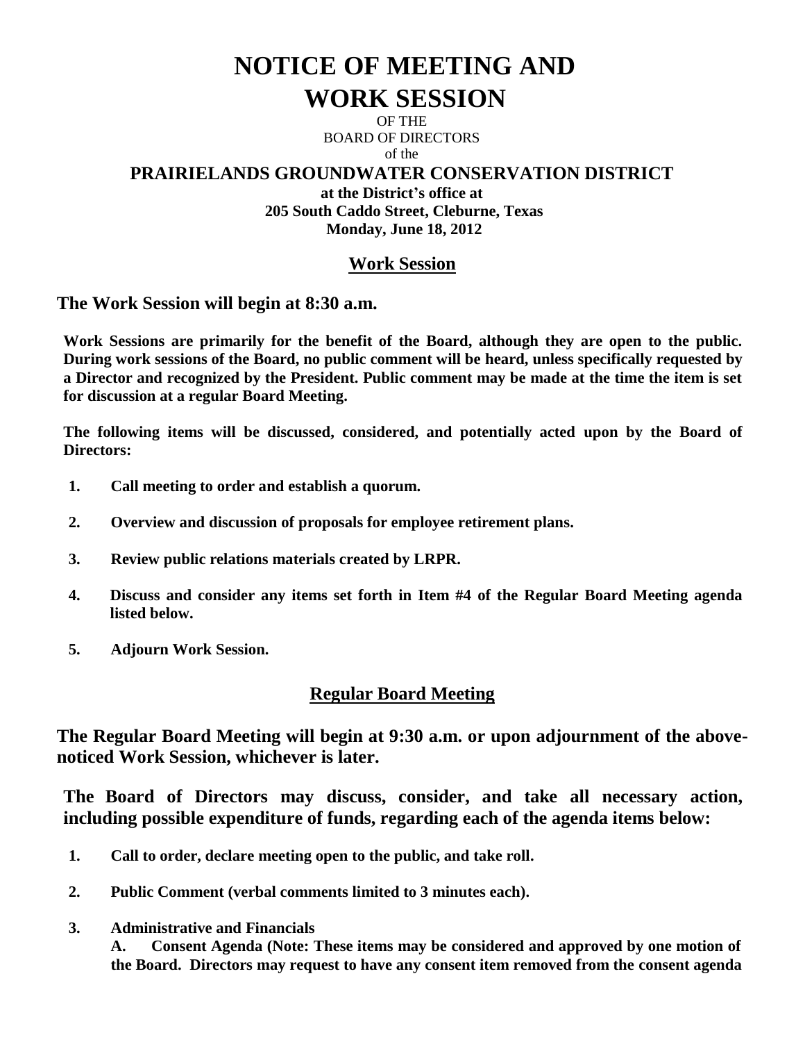# NOTICE OF MEETING AND WORK SESSION

OF THE
BOARD OF DIRECTORS
of the

**PRAIRIELANDS GROUNDWATER CONSERVATION DISTRICT**

**at the District's office at**
**205 South Caddo Street, Cleburne, Texas**
**Monday, June 18, 2012**

## Work Session

### The Work Session will begin at 8:30 a.m.

**Work Sessions are primarily for the benefit of the Board, although they are open to the public. During work sessions of the Board, no public comment will be heard, unless specifically requested by a Director and recognized by the President. Public comment may be made at the time the item is set for discussion at a regular Board Meeting.**

**The following items will be discussed, considered, and potentially acted upon by the Board of Directors:**

1. **Call meeting to order and establish a quorum.**
2. **Overview and discussion of proposals for employee retirement plans.**
3. **Review public relations materials created by LRPR.**
4. **Discuss and consider any items set forth in Item #4 of the Regular Board Meeting agenda listed below.**
5. **Adjourn Work Session.**

## Regular Board Meeting

### The Regular Board Meeting will begin at 9:30 a.m. or upon adjournment of the above-noticed Work Session, whichever is later.

**The Board of Directors may discuss, consider, and take all necessary action, including possible expenditure of funds, regarding each of the agenda items below:**

1. **Call to order, declare meeting open to the public, and take roll.**
2. **Public Comment (verbal comments limited to 3 minutes each).**
3. **Administrative and Financials**
   **A. Consent Agenda (Note: These items may be considered and approved by one motion of the Board. Directors may request to have any consent item removed from the consent agenda**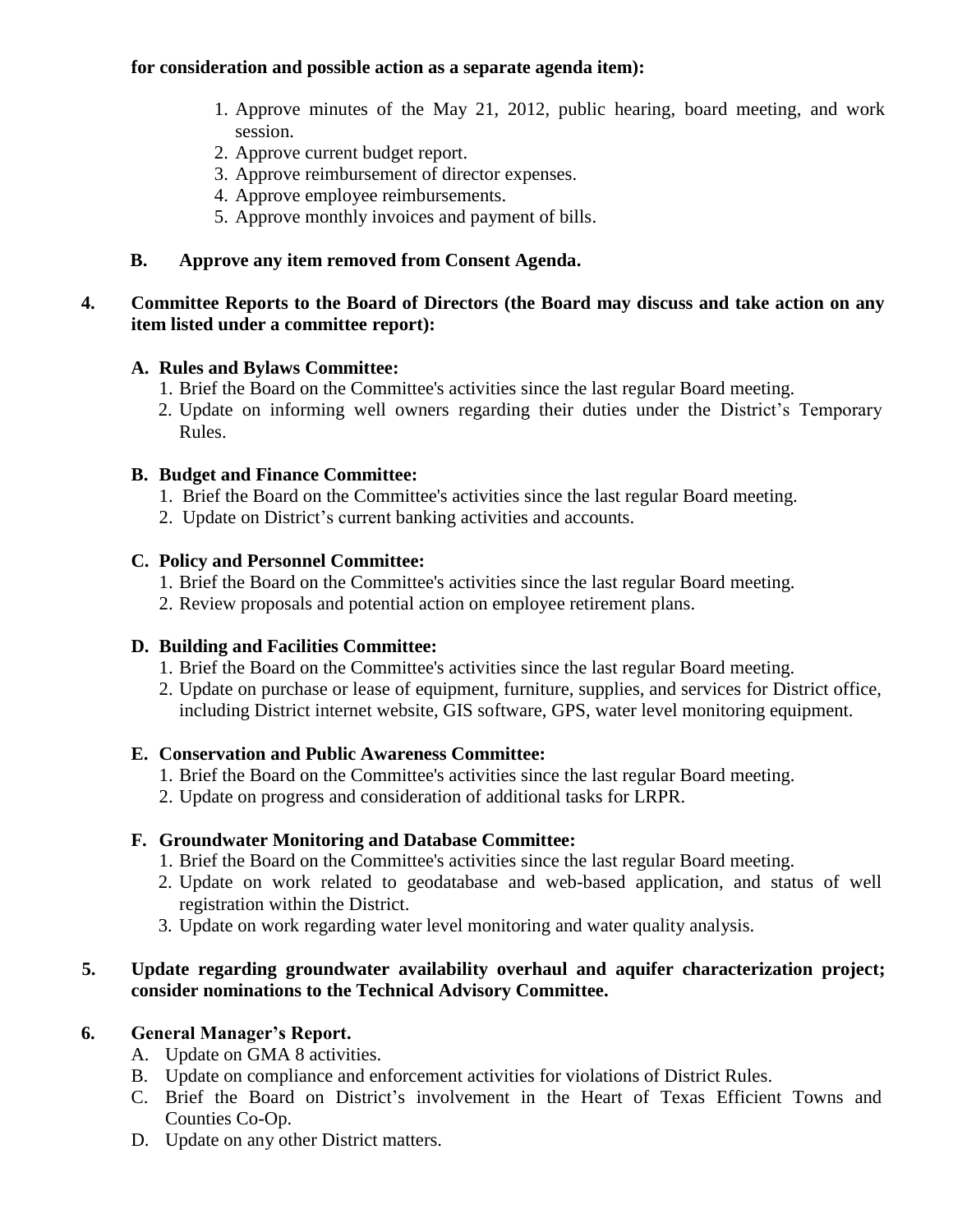**for consideration and possible action as a separate agenda item):**

1. Approve minutes of the May 21, 2012, public hearing, board meeting, and work session.
2. Approve current budget report.
3. Approve reimbursement of director expenses.
4. Approve employee reimbursements.
5. Approve monthly invoices and payment of bills.

**B. Approve any item removed from Consent Agenda.**

**4. Committee Reports to the Board of Directors (the Board may discuss and take action on any item listed under a committee report):**

**A. Rules and Bylaws Committee:**

1. Brief the Board on the Committee's activities since the last regular Board meeting.
2. Update on informing well owners regarding their duties under the District's Temporary Rules.

**B. Budget and Finance Committee:**

1. Brief the Board on the Committee's activities since the last regular Board meeting.
2. Update on District's current banking activities and accounts.

**C. Policy and Personnel Committee:**

1. Brief the Board on the Committee's activities since the last regular Board meeting.
2. Review proposals and potential action on employee retirement plans.

**D. Building and Facilities Committee:**

1. Brief the Board on the Committee's activities since the last regular Board meeting.
2. Update on purchase or lease of equipment, furniture, supplies, and services for District office, including District internet website, GIS software, GPS, water level monitoring equipment.

**E. Conservation and Public Awareness Committee:**

1. Brief the Board on the Committee's activities since the last regular Board meeting.
2. Update on progress and consideration of additional tasks for LRPR.

**F. Groundwater Monitoring and Database Committee:**

1. Brief the Board on the Committee's activities since the last regular Board meeting.
2. Update on work related to geodatabase and web-based application, and status of well registration within the District.
3. Update on work regarding water level monitoring and water quality analysis.

**5. Update regarding groundwater availability overhaul and aquifer characterization project; consider nominations to the Technical Advisory Committee.**

**6. General Manager's Report.**

A. Update on GMA 8 activities.
B. Update on compliance and enforcement activities for violations of District Rules.
C. Brief the Board on District's involvement in the Heart of Texas Efficient Towns and Counties Co-Op.
D. Update on any other District matters.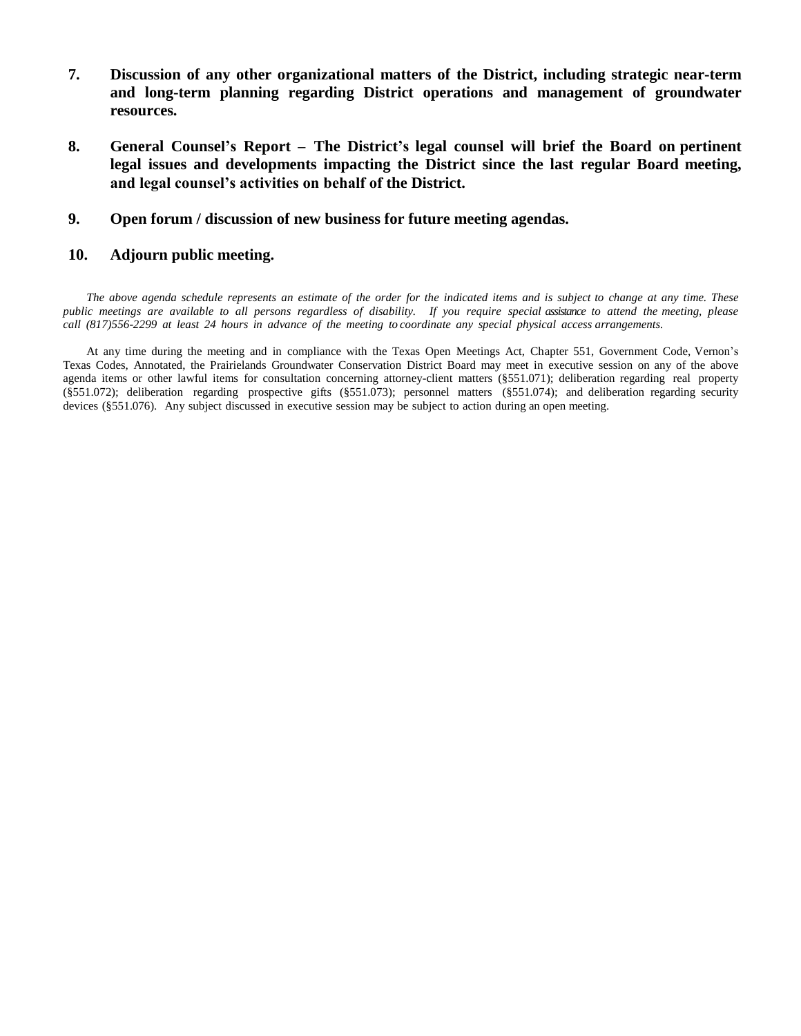7. **Discussion of any other organizational matters of the District, including strategic near-term and long-term planning regarding District operations and management of groundwater resources.**

8. **General Counsel's Report – The District's legal counsel will brief the Board on pertinent legal issues and developments impacting the District since the last regular Board meeting, and legal counsel's activities on behalf of the District.**

9. **Open forum / discussion of new business for future meeting agendas.**

10. **Adjourn public meeting.**

*The above agenda schedule represents an estimate of the order for the indicated items and is subject to change at any time. These public meetings are available to all persons regardless of disability. If you require special assistance to attend the meeting, please call (817)556-2299 at least 24 hours in advance of the meeting to coordinate any special physical access arrangements.*

At any time during the meeting and in compliance with the Texas Open Meetings Act, Chapter 551, Government Code, Vernon's Texas Codes, Annotated, the Prairielands Groundwater Conservation District Board may meet in executive session on any of the above agenda items or other lawful items for consultation concerning attorney-client matters (§551.071); deliberation regarding real property (§551.072); deliberation regarding prospective gifts (§551.073); personnel matters (§551.074); and deliberation regarding security devices (§551.076). Any subject discussed in executive session may be subject to action during an open meeting.